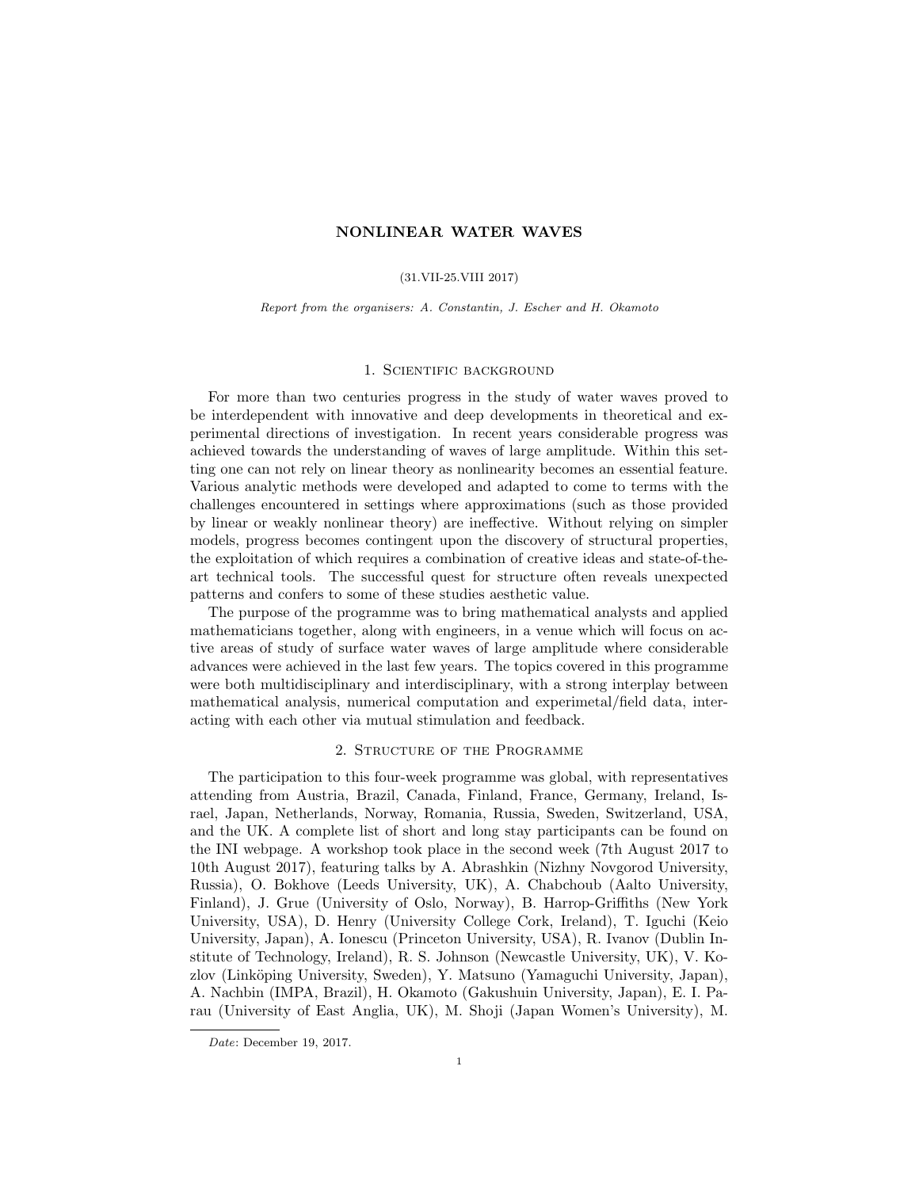# NONLINEAR WATER WAVES

(31.VII-25.VIII 2017)

*Report from the organisers: A. Constantin, J. Escher and H. Okamoto*

## 1. Scientific background

For more than two centuries progress in the study of water waves proved to be interdependent with innovative and deep developments in theoretical and experimental directions of investigation. In recent years considerable progress was achieved towards the understanding of waves of large amplitude. Within this setting one can not rely on linear theory as nonlinearity becomes an essential feature. Various analytic methods were developed and adapted to come to terms with the challenges encountered in settings where approximations (such as those provided by linear or weakly nonlinear theory) are ineffective. Without relying on simpler models, progress becomes contingent upon the discovery of structural properties, the exploitation of which requires a combination of creative ideas and state-of-the-art technical tools. The successful quest for structure often reveals unexpected patterns and confers to some of these studies aesthetic value.

The purpose of the programme was to bring mathematical analysts and applied mathematicians together, along with engineers, in a venue which will focus on active areas of study of surface water waves of large amplitude where considerable advances were achieved in the last few years. The topics covered in this programme were both multidisciplinary and interdisciplinary, with a strong interplay between mathematical analysis, numerical computation and experimetal/field data, interacting with each other via mutual stimulation and feedback.

## 2. Structure of the Programme

The participation to this four-week programme was global, with representatives attending from Austria, Brazil, Canada, Finland, France, Germany, Ireland, Israel, Japan, Netherlands, Norway, Romania, Russia, Sweden, Switzerland, USA, and the UK. A complete list of short and long stay participants can be found on the INI webpage. A workshop took place in the second week (7th August 2017 to 10th August 2017), featuring talks by A. Abrashkin (Nizhny Novgorod University, Russia), O. Bokhove (Leeds University, UK), A. Chabchoub (Aalto University, Finland), J. Grue (University of Oslo, Norway), B. Harrop-Griffiths (New York University, USA), D. Henry (University College Cork, Ireland), T. Iguchi (Keio University, Japan), A. Ionescu (Princeton University, USA), R. Ivanov (Dublin Institute of Technology, Ireland), R. S. Johnson (Newcastle University, UK), V. Kozlov (Linköping University, Sweden), Y. Matsuno (Yamaguchi University, Japan), A. Nachbin (IMPA, Brazil), H. Okamoto (Gakushuin University, Japan), E. I. Parau (University of East Anglia, UK), M. Shoji (Japan Women's University), M.

---

*Date*: December 19, 2017.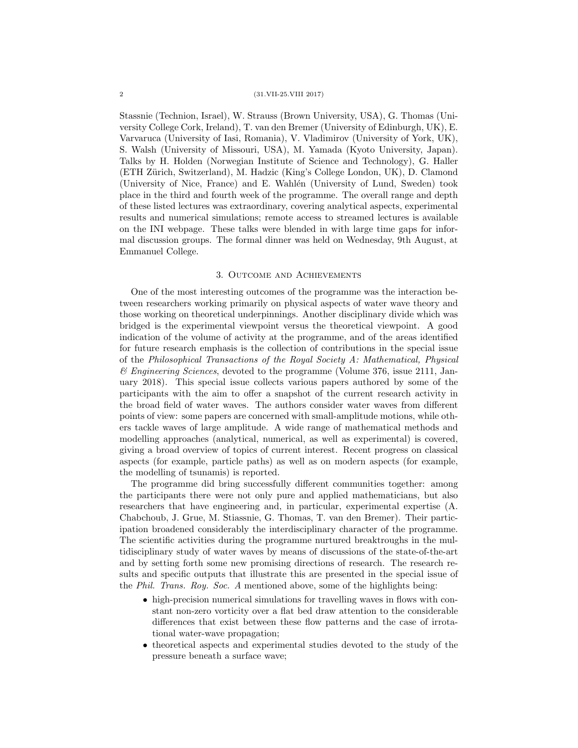Stassnie (Technion, Israel), W. Strauss (Brown University, USA), G. Thomas (University College Cork, Ireland), T. van den Bremer (University of Edinburgh, UK), E. Varvaruca (University of Iasi, Romania), V. Vladimirov (University of York, UK), S. Walsh (University of Missouri, USA), M. Yamada (Kyoto University, Japan). Talks by H. Holden (Norwegian Institute of Science and Technology), G. Haller (ETH Zürich, Switzerland), M. Hadzic (King's College London, UK), D. Clamond (University of Nice, France) and E. Wahlén (University of Lund, Sweden) took place in the third and fourth week of the programme. The overall range and depth of these listed lectures was extraordinary, covering analytical aspects, experimental results and numerical simulations; remote access to streamed lectures is available on the INI webpage. These talks were blended in with large time gaps for informal discussion groups. The formal dinner was held on Wednesday, 9th August, at Emmanuel College.

## 3. Outcome and Achievements

One of the most interesting outcomes of the programme was the interaction between researchers working primarily on physical aspects of water wave theory and those working on theoretical underpinnings. Another disciplinary divide which was bridged is the experimental viewpoint versus the theoretical viewpoint. A good indication of the volume of activity at the programme, and of the areas identified for future research emphasis is the collection of contributions in the special issue of the *Philosophical Transactions of the Royal Society A: Mathematical, Physical & Engineering Sciences*, devoted to the programme (Volume 376, issue 2111, January 2018). This special issue collects various papers authored by some of the participants with the aim to offer a snapshot of the current research activity in the broad field of water waves. The authors consider water waves from different points of view: some papers are concerned with small-amplitude motions, while others tackle waves of large amplitude. A wide range of mathematical methods and modelling approaches (analytical, numerical, as well as experimental) is covered, giving a broad overview of topics of current interest. Recent progress on classical aspects (for example, particle paths) as well as on modern aspects (for example, the modelling of tsunamis) is reported.

The programme did bring successfully different communities together: among the participants there were not only pure and applied mathematicians, but also researchers that have engineering and, in particular, experimental expertise (A. Chabchoub, J. Grue, M. Stiassnie, G. Thomas, T. van den Bremer). Their participation broadened considerably the interdisciplinary character of the programme. The scientific activities during the programme nurtured breaktroughs in the multidisciplinary study of water waves by means of discussions of the state-of-the-art and by setting forth some new promising directions of research. The research results and specific outputs that illustrate this are presented in the special issue of the *Phil. Trans. Roy. Soc. A* mentioned above, some of the highlights being:

- high-precision numerical simulations for travelling waves in flows with constant non-zero vorticity over a flat bed draw attention to the considerable differences that exist between these flow patterns and the case of irrotational water-wave propagation;
- theoretical aspects and experimental studies devoted to the study of the pressure beneath a surface wave;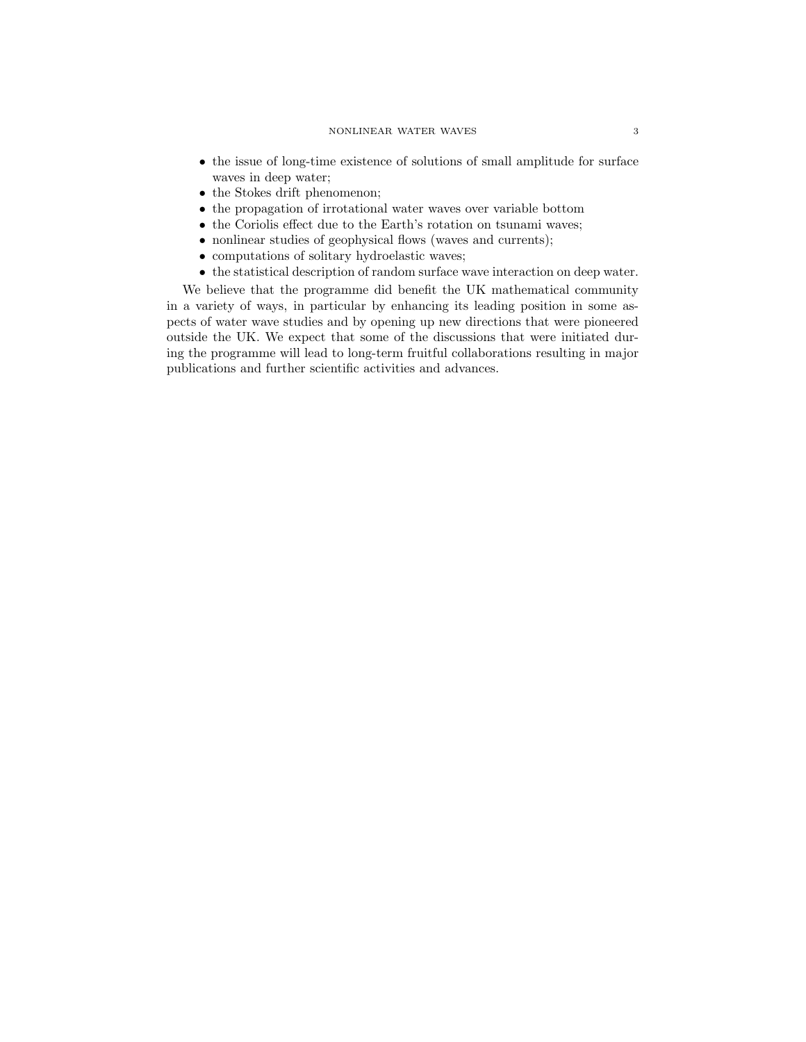- the issue of long-time existence of solutions of small amplitude for surface waves in deep water;
- the Stokes drift phenomenon;
- the propagation of irrotational water waves over variable bottom
- the Coriolis effect due to the Earth's rotation on tsunami waves;
- nonlinear studies of geophysical flows (waves and currents);
- computations of solitary hydroelastic waves;
- the statistical description of random surface wave interaction on deep water.

We believe that the programme did benefit the UK mathematical community in a variety of ways, in particular by enhancing its leading position in some aspects of water wave studies and by opening up new directions that were pioneered outside the UK. We expect that some of the discussions that were initiated during the programme will lead to long-term fruitful collaborations resulting in major publications and further scientific activities and advances.